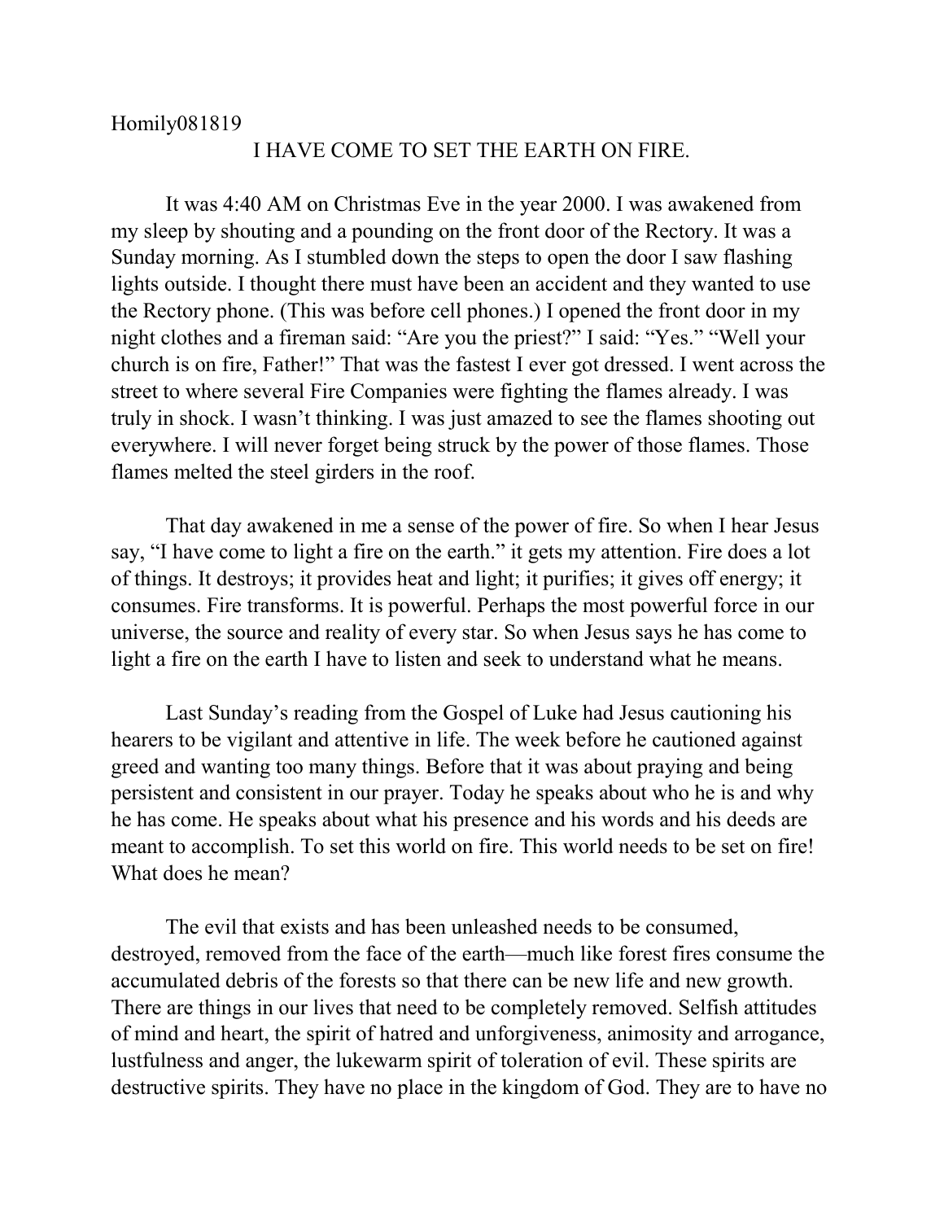Homily081819

# I HAVE COME TO SET THE EARTH ON FIRE.

It was 4:40 AM on Christmas Eve in the year 2000. I was awakened from my sleep by shouting and a pounding on the front door of the Rectory. It was a Sunday morning. As I stumbled down the steps to open the door I saw flashing lights outside. I thought there must have been an accident and they wanted to use the Rectory phone. (This was before cell phones.) I opened the front door in my night clothes and a fireman said: "Are you the priest?" I said: "Yes." "Well your church is on fire, Father!" That was the fastest I ever got dressed. I went across the street to where several Fire Companies were fighting the flames already. I was truly in shock. I wasn't thinking. I was just amazed to see the flames shooting out everywhere. I will never forget being struck by the power of those flames. Those flames melted the steel girders in the roof.

That day awakened in me a sense of the power of fire. So when I hear Jesus say, "I have come to light a fire on the earth." it gets my attention. Fire does a lot of things. It destroys; it provides heat and light; it purifies; it gives off energy; it consumes. Fire transforms. It is powerful. Perhaps the most powerful force in our universe, the source and reality of every star. So when Jesus says he has come to light a fire on the earth I have to listen and seek to understand what he means.

Last Sunday's reading from the Gospel of Luke had Jesus cautioning his hearers to be vigilant and attentive in life. The week before he cautioned against greed and wanting too many things. Before that it was about praying and being persistent and consistent in our prayer. Today he speaks about who he is and why he has come. He speaks about what his presence and his words and his deeds are meant to accomplish. To set this world on fire. This world needs to be set on fire! What does he mean?

The evil that exists and has been unleashed needs to be consumed, destroyed, removed from the face of the earth—much like forest fires consume the accumulated debris of the forests so that there can be new life and new growth. There are things in our lives that need to be completely removed. Selfish attitudes of mind and heart, the spirit of hatred and unforgiveness, animosity and arrogance, lustfulness and anger, the lukewarm spirit of toleration of evil. These spirits are destructive spirits. They have no place in the kingdom of God. They are to have no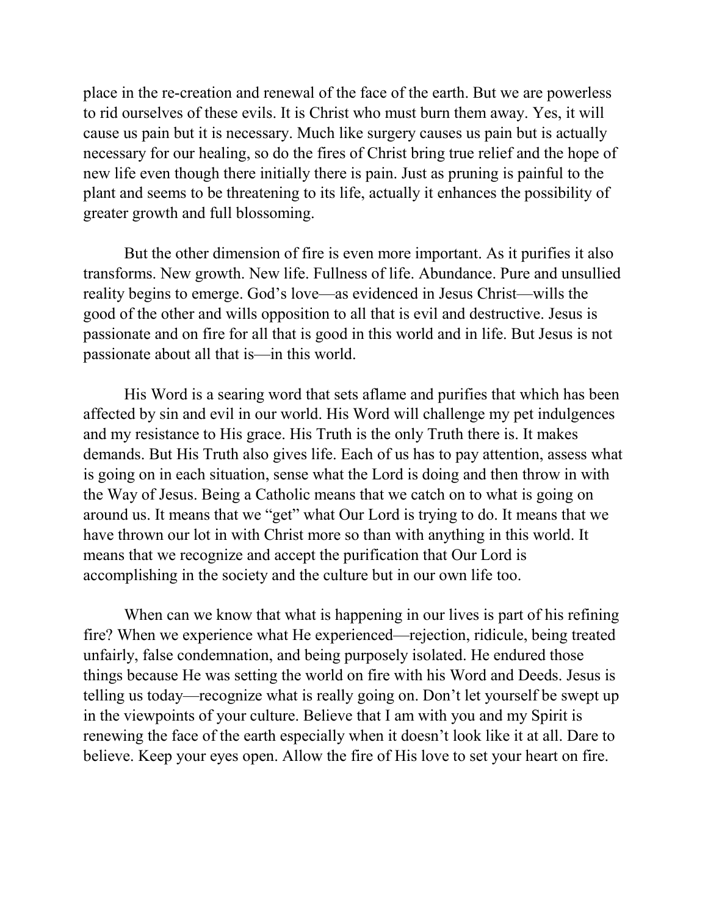place in the re-creation and renewal of the face of the earth. But we are powerless to rid ourselves of these evils. It is Christ who must burn them away. Yes, it will cause us pain but it is necessary. Much like surgery causes us pain but is actually necessary for our healing, so do the fires of Christ bring true relief and the hope of new life even though there initially there is pain. Just as pruning is painful to the plant and seems to be threatening to its life, actually it enhances the possibility of greater growth and full blossoming.

But the other dimension of fire is even more important. As it purifies it also transforms. New growth. New life. Fullness of life. Abundance. Pure and unsullied reality begins to emerge. God's love—as evidenced in Jesus Christ—wills the good of the other and wills opposition to all that is evil and destructive. Jesus is passionate and on fire for all that is good in this world and in life. But Jesus is not passionate about all that is—in this world.

His Word is a searing word that sets aflame and purifies that which has been affected by sin and evil in our world. His Word will challenge my pet indulgences and my resistance to His grace. His Truth is the only Truth there is. It makes demands. But His Truth also gives life. Each of us has to pay attention, assess what is going on in each situation, sense what the Lord is doing and then throw in with the Way of Jesus. Being a Catholic means that we catch on to what is going on around us. It means that we "get" what Our Lord is trying to do. It means that we have thrown our lot in with Christ more so than with anything in this world. It means that we recognize and accept the purification that Our Lord is accomplishing in the society and the culture but in our own life too.

When can we know that what is happening in our lives is part of his refining fire? When we experience what He experienced—rejection, ridicule, being treated unfairly, false condemnation, and being purposely isolated. He endured those things because He was setting the world on fire with his Word and Deeds. Jesus is telling us today—recognize what is really going on. Don't let yourself be swept up in the viewpoints of your culture. Believe that I am with you and my Spirit is renewing the face of the earth especially when it doesn't look like it at all. Dare to believe. Keep your eyes open. Allow the fire of His love to set your heart on fire.